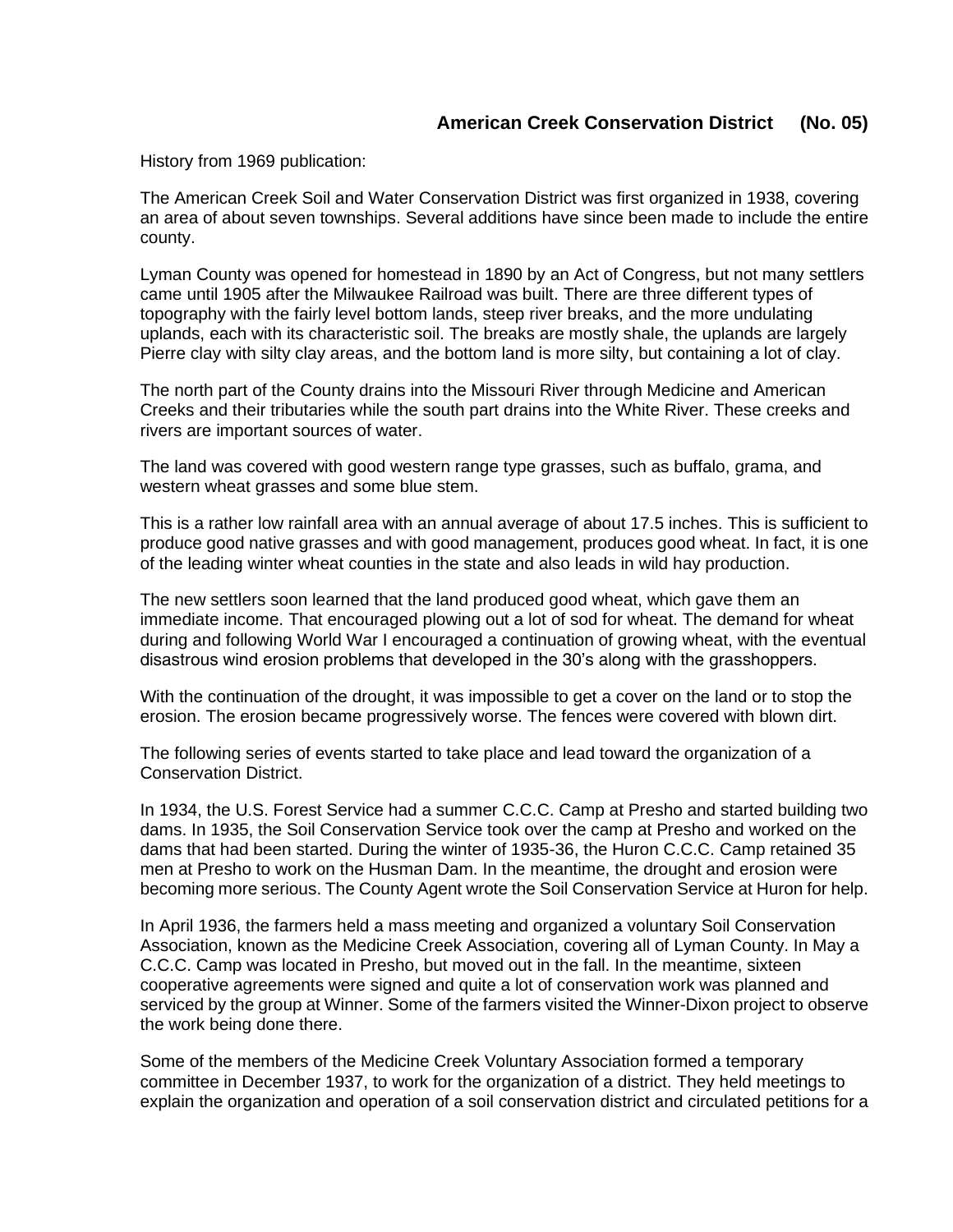# American Creek Conservation District (No. 05)

History from 1969 publication:

The American Creek Soil and Water Conservation District was first organized in 1938, covering an area of about seven townships. Several additions have since been made to include the entire county.

Lyman County was opened for homestead in 1890 by an Act of Congress, but not many settlers came until 1905 after the Milwaukee Railroad was built. There are three different types of topography with the fairly level bottom lands, steep river breaks, and the more undulating uplands, each with its characteristic soil. The breaks are mostly shale, the uplands are largely Pierre clay with silty clay areas, and the bottom land is more silty, but containing a lot of clay.

The north part of the County drains into the Missouri River through Medicine and American Creeks and their tributaries while the south part drains into the White River. These creeks and rivers are important sources of water.

The land was covered with good western range type grasses, such as buffalo, grama, and western wheat grasses and some blue stem.

This is a rather low rainfall area with an annual average of about 17.5 inches. This is sufficient to produce good native grasses and with good management, produces good wheat. In fact, it is one of the leading winter wheat counties in the state and also leads in wild hay production.

The new settlers soon learned that the land produced good wheat, which gave them an immediate income. That encouraged plowing out a lot of sod for wheat. The demand for wheat during and following World War I encouraged a continuation of growing wheat, with the eventual disastrous wind erosion problems that developed in the 30's along with the grasshoppers.

With the continuation of the drought, it was impossible to get a cover on the land or to stop the erosion. The erosion became progressively worse. The fences were covered with blown dirt.

The following series of events started to take place and lead toward the organization of a Conservation District.

In 1934, the U.S. Forest Service had a summer C.C.C. Camp at Presho and started building two dams. In 1935, the Soil Conservation Service took over the camp at Presho and worked on the dams that had been started. During the winter of 1935-36, the Huron C.C.C. Camp retained 35 men at Presho to work on the Husman Dam. In the meantime, the drought and erosion were becoming more serious. The County Agent wrote the Soil Conservation Service at Huron for help.

In April 1936, the farmers held a mass meeting and organized a voluntary Soil Conservation Association, known as the Medicine Creek Association, covering all of Lyman County. In May a C.C.C. Camp was located in Presho, but moved out in the fall. In the meantime, sixteen cooperative agreements were signed and quite a lot of conservation work was planned and serviced by the group at Winner. Some of the farmers visited the Winner-Dixon project to observe the work being done there.

Some of the members of the Medicine Creek Voluntary Association formed a temporary committee in December 1937, to work for the organization of a district. They held meetings to explain the organization and operation of a soil conservation district and circulated petitions for a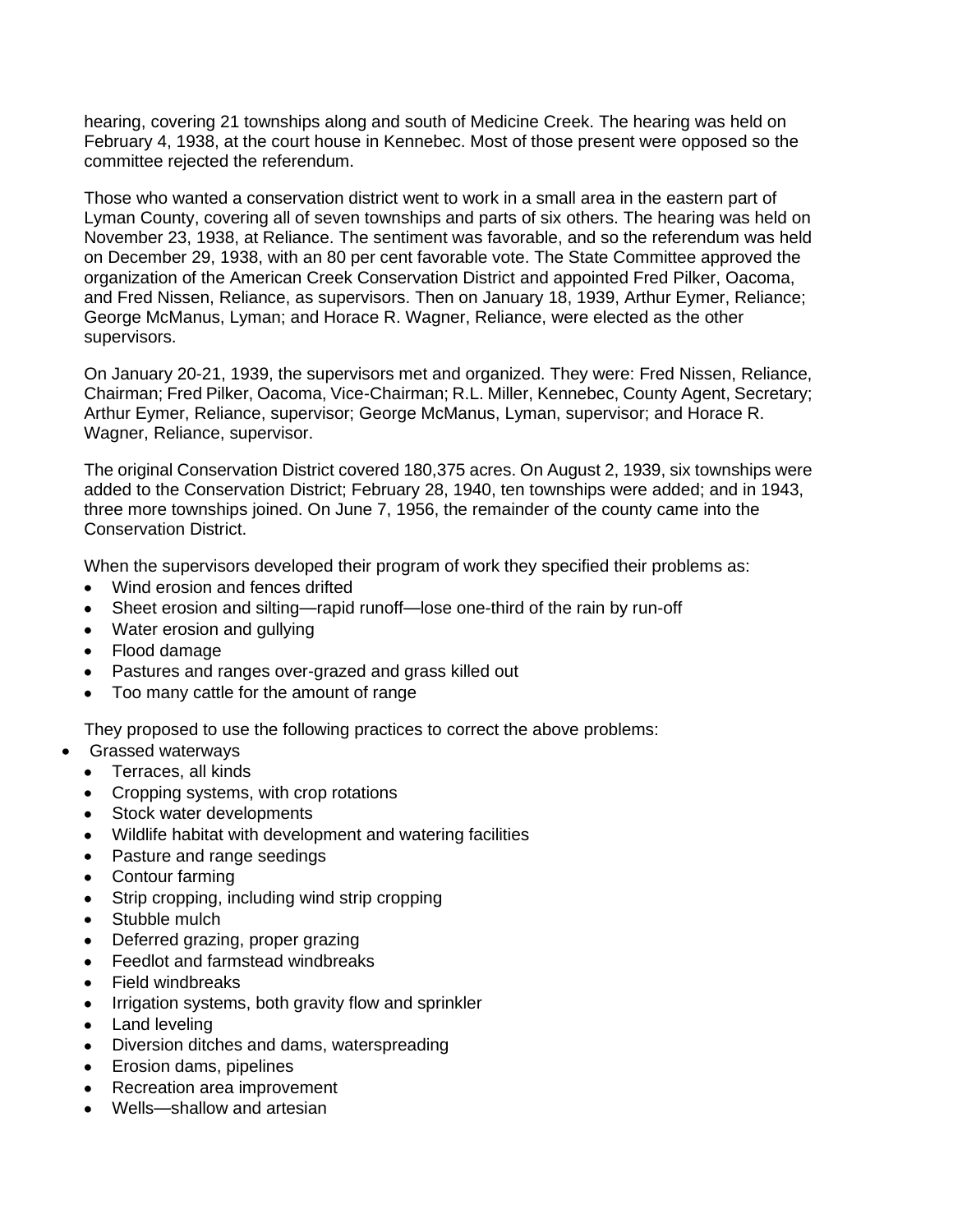hearing, covering 21 townships along and south of Medicine Creek. The hearing was held on February 4, 1938, at the court house in Kennebec. Most of those present were opposed so the committee rejected the referendum.

Those who wanted a conservation district went to work in a small area in the eastern part of Lyman County, covering all of seven townships and parts of six others. The hearing was held on November 23, 1938, at Reliance. The sentiment was favorable, and so the referendum was held on December 29, 1938, with an 80 per cent favorable vote. The State Committee approved the organization of the American Creek Conservation District and appointed Fred Pilker, Oacoma, and Fred Nissen, Reliance, as supervisors. Then on January 18, 1939, Arthur Eymer, Reliance; George McManus, Lyman; and Horace R. Wagner, Reliance, were elected as the other supervisors.

On January 20-21, 1939, the supervisors met and organized. They were: Fred Nissen, Reliance, Chairman; Fred Pilker, Oacoma, Vice-Chairman; R.L. Miller, Kennebec, County Agent, Secretary; Arthur Eymer, Reliance, supervisor; George McManus, Lyman, supervisor; and Horace R. Wagner, Reliance, supervisor.

The original Conservation District covered 180,375 acres. On August 2, 1939, six townships were added to the Conservation District; February 28, 1940, ten townships were added; and in 1943, three more townships joined. On June 7, 1956, the remainder of the county came into the Conservation District.

When the supervisors developed their program of work they specified their problems as:

- Wind erosion and fences drifted
- Sheet erosion and silting—rapid runoff—lose one-third of the rain by run-off
- Water erosion and gullying
- Flood damage
- Pastures and ranges over-grazed and grass killed out
- Too many cattle for the amount of range

They proposed to use the following practices to correct the above problems:

- Grassed waterways
- Terraces, all kinds
- Cropping systems, with crop rotations
- Stock water developments
- Wildlife habitat with development and watering facilities
- Pasture and range seedings
- Contour farming
- Strip cropping, including wind strip cropping
- Stubble mulch
- Deferred grazing, proper grazing
- Feedlot and farmstead windbreaks
- Field windbreaks
- Irrigation systems, both gravity flow and sprinkler
- Land leveling
- Diversion ditches and dams, waterspreading
- Erosion dams, pipelines
- Recreation area improvement
- Wells—shallow and artesian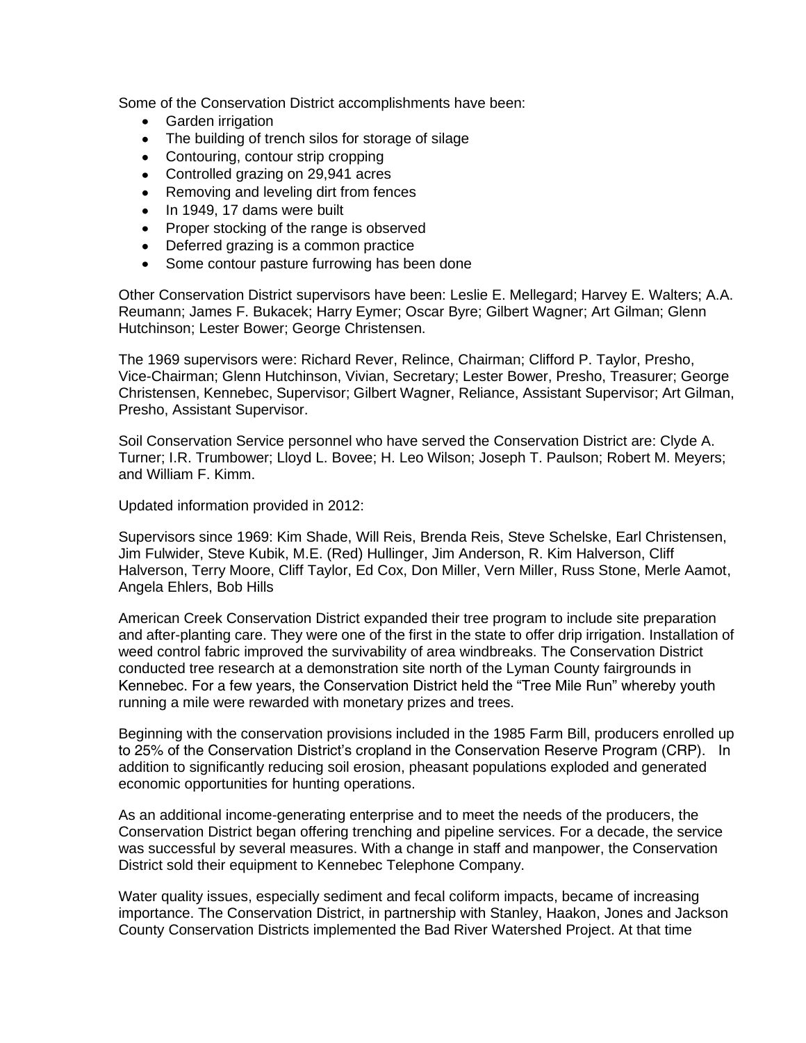Some of the Conservation District accomplishments have been:

- Garden irrigation
- The building of trench silos for storage of silage
- Contouring, contour strip cropping
- Controlled grazing on 29,941 acres
- Removing and leveling dirt from fences
- In 1949, 17 dams were built
- Proper stocking of the range is observed
- Deferred grazing is a common practice
- Some contour pasture furrowing has been done

Other Conservation District supervisors have been: Leslie E. Mellegard; Harvey E. Walters; A.A. Reumann; James F. Bukacek; Harry Eymer; Oscar Byre; Gilbert Wagner; Art Gilman; Glenn Hutchinson; Lester Bower; George Christensen.

The 1969 supervisors were: Richard Rever, Relince, Chairman; Clifford P. Taylor, Presho, Vice-Chairman; Glenn Hutchinson, Vivian, Secretary; Lester Bower, Presho, Treasurer; George Christensen, Kennebec, Supervisor; Gilbert Wagner, Reliance, Assistant Supervisor; Art Gilman, Presho, Assistant Supervisor.

Soil Conservation Service personnel who have served the Conservation District are: Clyde A. Turner; I.R. Trumbower; Lloyd L. Bovee; H. Leo Wilson; Joseph T. Paulson; Robert M. Meyers; and William F. Kimm.

Updated information provided in 2012:

Supervisors since 1969: Kim Shade, Will Reis, Brenda Reis, Steve Schelske, Earl Christensen, Jim Fulwider, Steve Kubik, M.E. (Red) Hullinger, Jim Anderson, R. Kim Halverson, Cliff Halverson, Terry Moore, Cliff Taylor, Ed Cox, Don Miller, Vern Miller, Russ Stone, Merle Aamot, Angela Ehlers, Bob Hills

American Creek Conservation District expanded their tree program to include site preparation and after-planting care. They were one of the first in the state to offer drip irrigation. Installation of weed control fabric improved the survivability of area windbreaks. The Conservation District conducted tree research at a demonstration site north of the Lyman County fairgrounds in Kennebec. For a few years, the Conservation District held the "Tree Mile Run" whereby youth running a mile were rewarded with monetary prizes and trees.

Beginning with the conservation provisions included in the 1985 Farm Bill, producers enrolled up to 25% of the Conservation District's cropland in the Conservation Reserve Program (CRP). In addition to significantly reducing soil erosion, pheasant populations exploded and generated economic opportunities for hunting operations.

As an additional income-generating enterprise and to meet the needs of the producers, the Conservation District began offering trenching and pipeline services. For a decade, the service was successful by several measures. With a change in staff and manpower, the Conservation District sold their equipment to Kennebec Telephone Company.

Water quality issues, especially sediment and fecal coliform impacts, became of increasing importance. The Conservation District, in partnership with Stanley, Haakon, Jones and Jackson County Conservation Districts implemented the Bad River Watershed Project. At that time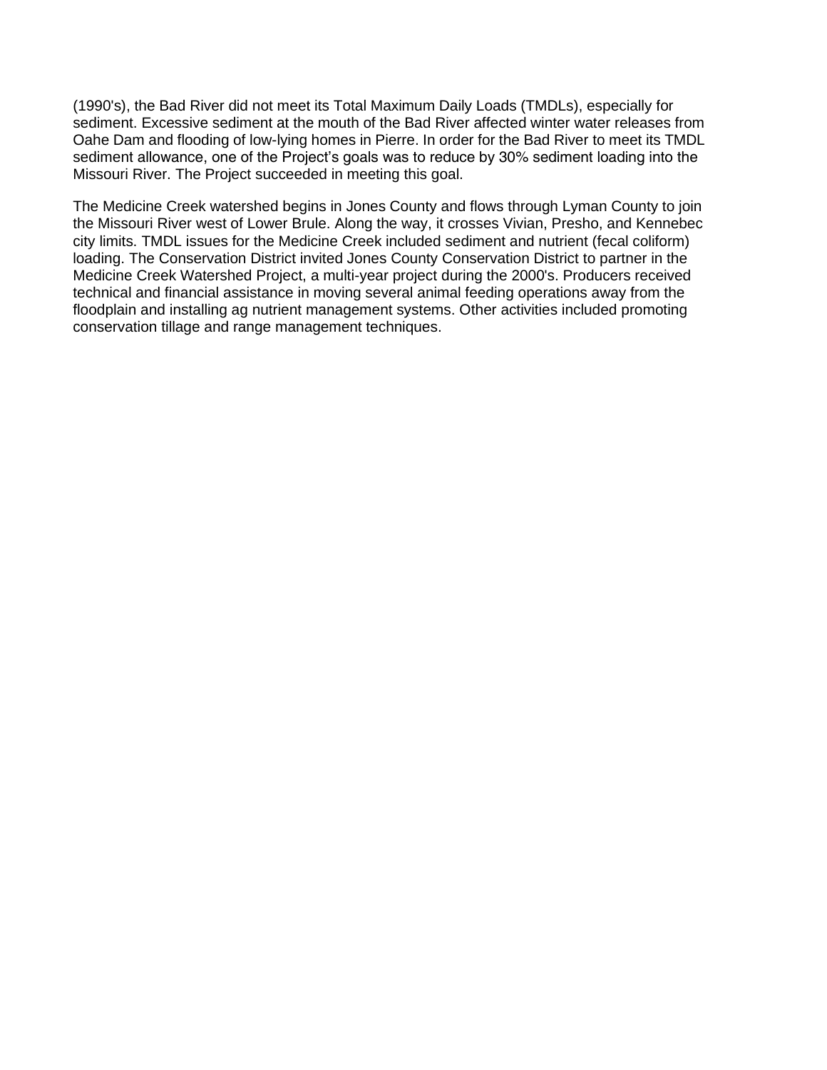(1990's), the Bad River did not meet its Total Maximum Daily Loads (TMDLs), especially for sediment. Excessive sediment at the mouth of the Bad River affected winter water releases from Oahe Dam and flooding of low-lying homes in Pierre. In order for the Bad River to meet its TMDL sediment allowance, one of the Project's goals was to reduce by 30% sediment loading into the Missouri River. The Project succeeded in meeting this goal.

The Medicine Creek watershed begins in Jones County and flows through Lyman County to join the Missouri River west of Lower Brule. Along the way, it crosses Vivian, Presho, and Kennebec city limits. TMDL issues for the Medicine Creek included sediment and nutrient (fecal coliform) loading. The Conservation District invited Jones County Conservation District to partner in the Medicine Creek Watershed Project, a multi-year project during the 2000's. Producers received technical and financial assistance in moving several animal feeding operations away from the floodplain and installing ag nutrient management systems. Other activities included promoting conservation tillage and range management techniques.